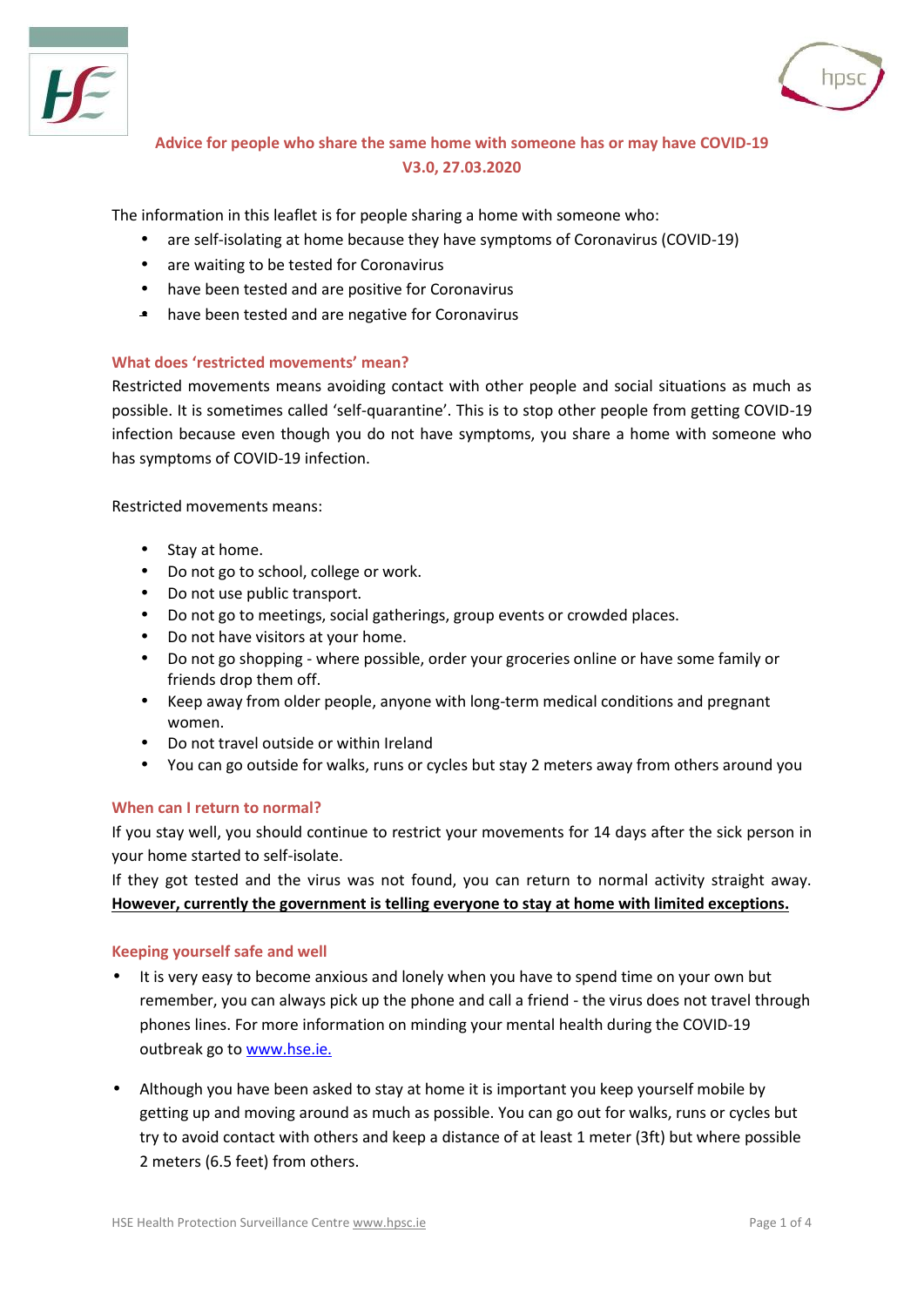# Advice for people who share the same home with someone has or may have COVID-19

**V3.0, 27.03.2020**

The information in this leaflet is for people sharing a home with someone who:

- are self-isolating at home because they have symptoms of Coronavirus (COVID-19)
- are waiting to be tested for Coronavirus
- have been tested and are positive for Coronavirus
- have been tested and are negative for Coronavirus

## What does 'restricted movements' mean?

Restricted movements means avoiding contact with other people and social situations as much as possible. It is sometimes called 'self-quarantine'. This is to stop other people from getting COVID-19 infection because even though you do not have symptoms, you share a home with someone who has symptoms of COVID-19 infection.

Restricted movements means:

- Stay at home.
- Do not go to school, college or work.
- Do not use public transport.
- Do not go to meetings, social gatherings, group events or crowded places.
- Do not have visitors at your home.
- Do not go shopping - where possible, order your groceries online or have some family or friends drop them off.
- Keep away from older people, anyone with long-term medical conditions and pregnant women.
- Do not travel outside or within Ireland
- You can go outside for walks, runs or cycles but stay 2 meters away from others around you

## When can I return to normal?

If you stay well, you should continue to restrict your movements for 14 days after the sick person in your home started to self-isolate.

If they got tested and the virus was not found, you can return to normal activity straight away. **However, currently the government is telling everyone to stay at home with limited exceptions.**

## Keeping yourself safe and well

- It is very easy to become anxious and lonely when you have to spend time on your own but remember, you can always pick up the phone and call a friend - the virus does not travel through phones lines. For more information on minding your mental health during the COVID-19 outbreak go to www.hse.ie.

- Although you have been asked to stay at home it is important you keep yourself mobile by getting up and moving around as much as possible. You can go out for walks, runs or cycles but try to avoid contact with others and keep a distance of at least 1 meter (3ft) but where possible 2 meters (6.5 feet) from others.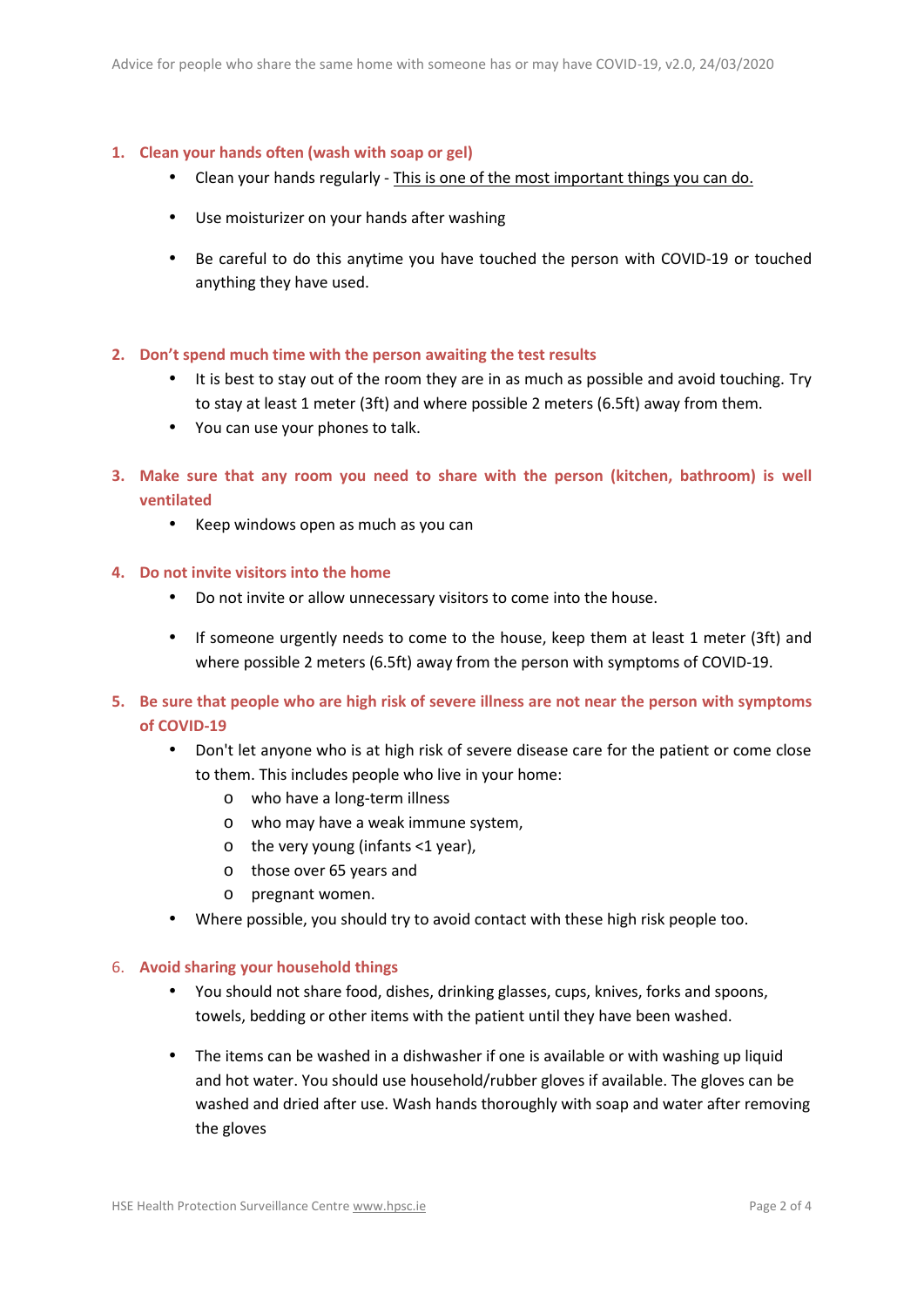1. **Clean your hands often (wash with soap or gel)**
    - Clean your hands regularly - <u>This is one of the most important things you can do.</u>
    - Use moisturizer on your hands after washing
    - Be careful to do this anytime you have touched the person with COVID-19 or touched anything they have used.

2. **Don't spend much time with the person awaiting the test results**
    - It is best to stay out of the room they are in as much as possible and avoid touching. Try to stay at least 1 meter (3ft) and where possible 2 meters (6.5ft) away from them.
    - You can use your phones to talk.

3. **Make sure that any room you need to share with the person (kitchen, bathroom) is well ventilated**
    - Keep windows open as much as you can

4. **Do not invite visitors into the home**
    - Do not invite or allow unnecessary visitors to come into the house.
    - If someone urgently needs to come to the house, keep them at least 1 meter (3ft) and where possible 2 meters (6.5ft) away from the person with symptoms of COVID-19.

5. **Be sure that people who are high risk of severe illness are not near the person with symptoms of COVID-19**
    - Don't let anyone who is at high risk of severe disease care for the patient or come close to them. This includes people who live in your home:
        - who have a long-term illness
        - who may have a weak immune system,
        - the very young (infants <1 year),
        - those over 65 years and
        - pregnant women.
    - Where possible, you should try to avoid contact with these high risk people too.

6. **Avoid sharing your household things**
    - You should not share food, dishes, drinking glasses, cups, knives, forks and spoons, towels, bedding or other items with the patient until they have been washed.
    - The items can be washed in a dishwasher if one is available or with washing up liquid and hot water. You should use household/rubber gloves if available. The gloves can be washed and dried after use. Wash hands thoroughly with soap and water after removing the gloves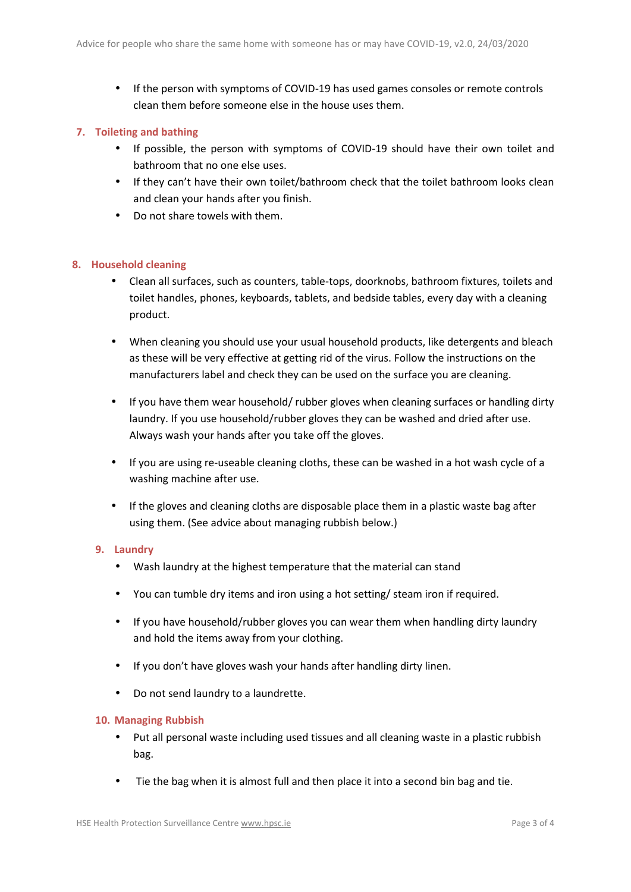- If the person with symptoms of COVID-19 has used games consoles or remote controls clean them before someone else in the house uses them.

## 7. Toileting and bathing

- If possible, the person with symptoms of COVID-19 should have their own toilet and bathroom that no one else uses.
- If they can't have their own toilet/bathroom check that the toilet bathroom looks clean and clean your hands after you finish.
- Do not share towels with them.

## 8. Household cleaning

- Clean all surfaces, such as counters, table-tops, doorknobs, bathroom fixtures, toilets and toilet handles, phones, keyboards, tablets, and bedside tables, every day with a cleaning product.
- When cleaning you should use your usual household products, like detergents and bleach as these will be very effective at getting rid of the virus. Follow the instructions on the manufacturers label and check they can be used on the surface you are cleaning.
- If you have them wear household/ rubber gloves when cleaning surfaces or handling dirty laundry. If you use household/rubber gloves they can be washed and dried after use. Always wash your hands after you take off the gloves.
- If you are using re-useable cleaning cloths, these can be washed in a hot wash cycle of a washing machine after use.
- If the gloves and cleaning cloths are disposable place them in a plastic waste bag after using them. (See advice about managing rubbish below.)

## 9. Laundry

- Wash laundry at the highest temperature that the material can stand
- You can tumble dry items and iron using a hot setting/ steam iron if required.
- If you have household/rubber gloves you can wear them when handling dirty laundry and hold the items away from your clothing.
- If you don't have gloves wash your hands after handling dirty linen.
- Do not send laundry to a laundrette.

## 10. Managing Rubbish

- Put all personal waste including used tissues and all cleaning waste in a plastic rubbish bag.
- Tie the bag when it is almost full and then place it into a second bin bag and tie.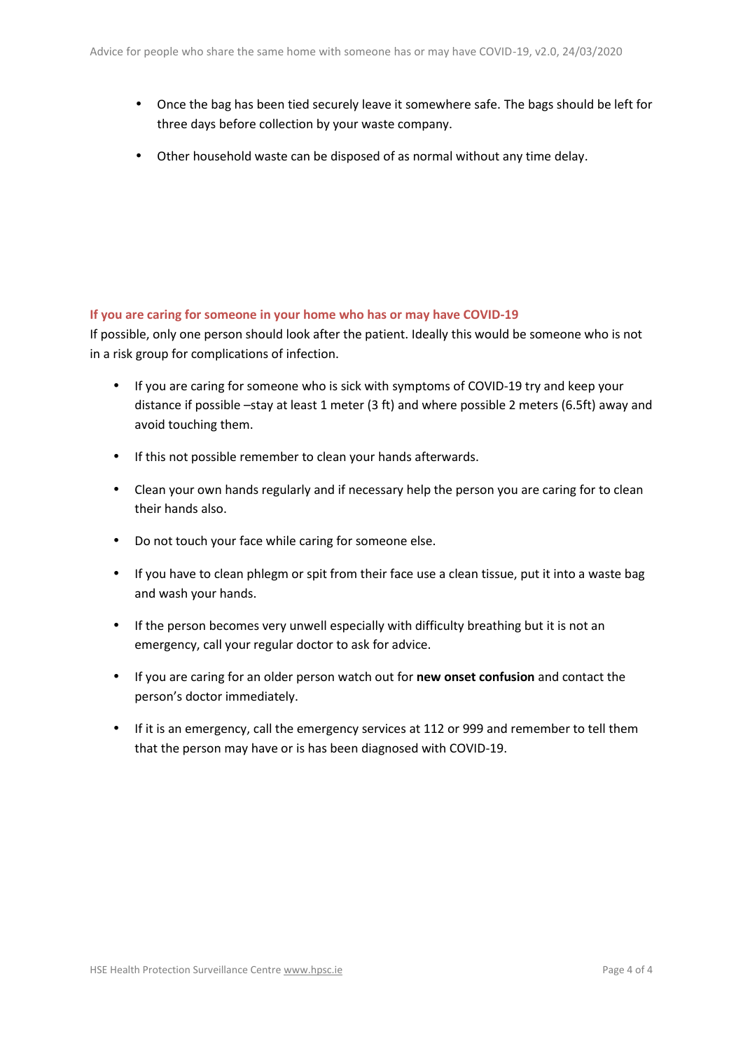- Once the bag has been tied securely leave it somewhere safe. The bags should be left for three days before collection by your waste company.
- Other household waste can be disposed of as normal without any time delay.

## If you are caring for someone in your home who has or may have COVID-19

If possible, only one person should look after the patient. Ideally this would be someone who is not in a risk group for complications of infection.

- If you are caring for someone who is sick with symptoms of COVID-19 try and keep your distance if possible –stay at least 1 meter (3 ft) and where possible 2 meters (6.5ft) away and avoid touching them.
- If this not possible remember to clean your hands afterwards.
- Clean your own hands regularly and if necessary help the person you are caring for to clean their hands also.
- Do not touch your face while caring for someone else.
- If you have to clean phlegm or spit from their face use a clean tissue, put it into a waste bag and wash your hands.
- If the person becomes very unwell especially with difficulty breathing but it is not an emergency, call your regular doctor to ask for advice.
- If you are caring for an older person watch out for **new onset confusion** and contact the person's doctor immediately.
- If it is an emergency, call the emergency services at 112 or 999 and remember to tell them that the person may have or is has been diagnosed with COVID-19.